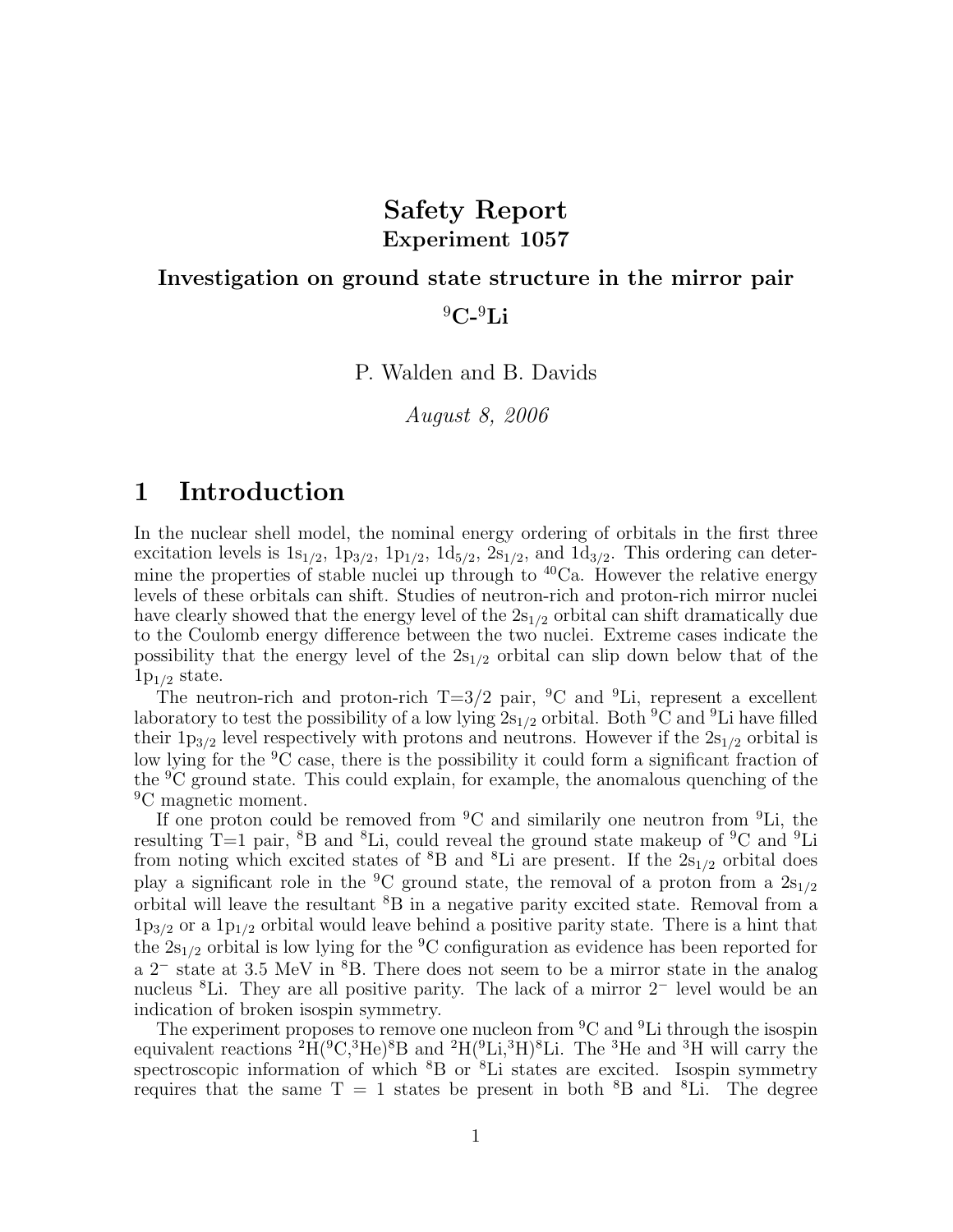# Safety Report

## Experiment 1057

### Investigation on ground state structure in the mirror pair $^{9}$C-$^{9}$Li

P. Walden and B. Davids

*August 8, 2006*

## 1 Introduction

In the nuclear shell model, the nominal energy ordering of orbitals in the first three excitation levels is $1s_{1/2}$, $1p_{3/2}$, $1p_{1/2}$, $1d_{5/2}$, $2s_{1/2}$, and $1d_{3/2}$. This ordering can determine the properties of stable nuclei up through to $^{40}$Ca. However the relative energy levels of these orbitals can shift. Studies of neutron-rich and proton-rich mirror nuclei have clearly showed that the energy level of the $2s_{1/2}$ orbital can shift dramatically due to the Coulomb energy difference between the two nuclei. Extreme cases indicate the possibility that the energy level of the $2s_{1/2}$ orbital can slip down below that of the $1p_{1/2}$ state.

The neutron-rich and proton-rich T=3/2 pair, $^{9}$C and $^{9}$Li, represent a excellent laboratory to test the possibility of a low lying $2s_{1/2}$ orbital. Both $^{9}$C and $^{9}$Li have filled their $1p_{3/2}$ level respectively with protons and neutrons. However if the $2s_{1/2}$ orbital is low lying for the $^{9}$C case, there is the possibility it could form a significant fraction of the $^{9}$C ground state. This could explain, for example, the anomalous quenching of the $^{9}$C magnetic moment.

If one proton could be removed from $^{9}$C and similarily one neutron from $^{9}$Li, the resulting T=1 pair, $^{8}$B and $^{8}$Li, could reveal the ground state makeup of $^{9}$C and $^{9}$Li from noting which excited states of $^{8}$B and $^{8}$Li are present. If the $2s_{1/2}$ orbital does play a significant role in the $^{9}$C ground state, the removal of a proton from a $2s_{1/2}$ orbital will leave the resultant $^{8}$B in a negative parity excited state. Removal from a $1p_{3/2}$ or a $1p_{1/2}$ orbital would leave behind a positive parity state. There is a hint that the $2s_{1/2}$ orbital is low lying for the $^{9}$C configuration as evidence has been reported for a $2^{-}$ state at 3.5 MeV in $^{8}$B. There does not seem to be a mirror state in the analog nucleus $^{8}$Li. They are all positive parity. The lack of a mirror $2^{-}$ level would be an indication of broken isospin symmetry.

The experiment proposes to remove one nucleon from $^{9}$C and $^{9}$Li through the isospin equivalent reactions $^{2}$H($^{9}$C,$^{3}$He)$^{8}$B and $^{2}$H($^{9}$Li,$^{3}$H)$^{8}$Li. The $^{3}$He and $^{3}$H will carry the spectroscopic information of which $^{8}$B or $^{8}$Li states are excited. Isospin symmetry requires that the same T = 1 states be present in both $^{8}$B and $^{8}$Li. The degree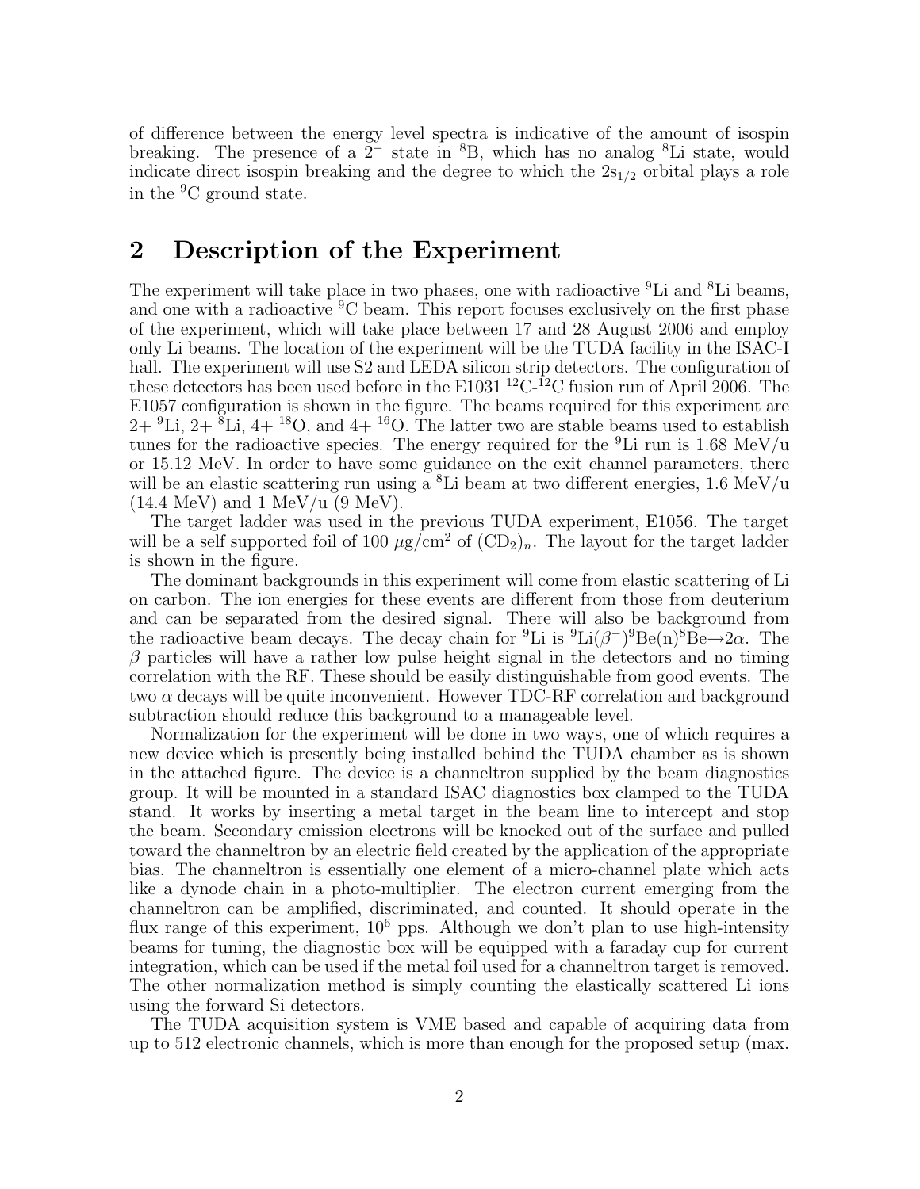of difference between the energy level spectra is indicative of the amount of isospin breaking. The presence of a $2^-$ state in $^8$B, which has no analog $^8$Li state, would indicate direct isospin breaking and the degree to which the $2s_{1/2}$ orbital plays a role in the $^9$C ground state.

## 2 Description of the Experiment

The experiment will take place in two phases, one with radioactive $^9$Li and $^8$Li beams, and one with a radioactive $^9$C beam. This report focuses exclusively on the first phase of the experiment, which will take place between 17 and 28 August 2006 and employ only Li beams. The location of the experiment will be the TUDA facility in the ISAC-I hall. The experiment will use S2 and LEDA silicon strip detectors. The configuration of these detectors has been used before in the E1031 $^{12}$C-$^{12}$C fusion run of April 2006. The E1057 configuration is shown in the figure. The beams required for this experiment are 2+ $^9$Li, 2+ $^8$Li, 4+ $^{18}$O, and 4+ $^{16}$O. The latter two are stable beams used to establish tunes for the radioactive species. The energy required for the $^9$Li run is 1.68 MeV/u or 15.12 MeV. In order to have some guidance on the exit channel parameters, there will be an elastic scattering run using a $^8$Li beam at two different energies, 1.6 MeV/u (14.4 MeV) and 1 MeV/u (9 MeV).

The target ladder was used in the previous TUDA experiment, E1056. The target will be a self supported foil of 100 $\mu$g/cm$^2$ of $(CD_2)_n$. The layout for the target ladder is shown in the figure.

The dominant backgrounds in this experiment will come from elastic scattering of Li on carbon. The ion energies for these events are different from those from deuterium and can be separated from the desired signal. There will also be background from the radioactive beam decays. The decay chain for $^9$Li is $^9$Li($\beta^-$)$^9$Be(n)$^8$Be$\rightarrow 2\alpha$. The $\beta$ particles will have a rather low pulse height signal in the detectors and no timing correlation with the RF. These should be easily distinguishable from good events. The two $\alpha$ decays will be quite inconvenient. However TDC-RF correlation and background subtraction should reduce this background to a manageable level.

Normalization for the experiment will be done in two ways, one of which requires a new device which is presently being installed behind the TUDA chamber as is shown in the attached figure. The device is a channeltron supplied by the beam diagnostics group. It will be mounted in a standard ISAC diagnostics box clamped to the TUDA stand. It works by inserting a metal target in the beam line to intercept and stop the beam. Secondary emission electrons will be knocked out of the surface and pulled toward the channeltron by an electric field created by the application of the appropriate bias. The channeltron is essentially one element of a micro-channel plate which acts like a dynode chain in a photo-multiplier. The electron current emerging from the channeltron can be amplified, discriminated, and counted. It should operate in the flux range of this experiment, $10^6$ pps. Although we don't plan to use high-intensity beams for tuning, the diagnostic box will be equipped with a faraday cup for current integration, which can be used if the metal foil used for a channeltron target is removed. The other normalization method is simply counting the elastically scattered Li ions using the forward Si detectors.

The TUDA acquisition system is VME based and capable of acquiring data from up to 512 electronic channels, which is more than enough for the proposed setup (max.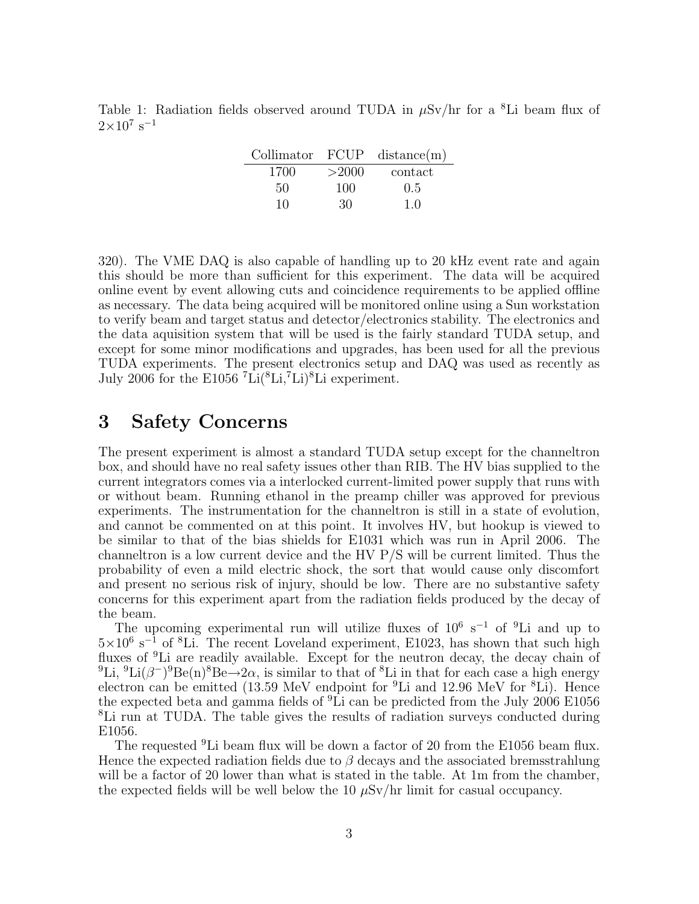Table 1: Radiation fields observed around TUDA in $\mu$Sv/hr for a $^{8}$Li beam flux of $2{\times}10^{7}$ s$^{-1}$

| Collimator | FCUP | distance(m) |
|---|---|---|
| 1700 | >2000 | contact |
| 50 | 100 | 0.5 |
| 10 | 30 | 1.0 |

320). The VME DAQ is also capable of handling up to 20 kHz event rate and again this should be more than sufficient for this experiment. The data will be acquired online event by event allowing cuts and coincidence requirements to be applied offline as necessary. The data being acquired will be monitored online using a Sun workstation to verify beam and target status and detector/electronics stability. The electronics and the data aquisition system that will be used is the fairly standard TUDA setup, and except for some minor modifications and upgrades, has been used for all the previous TUDA experiments. The present electronics setup and DAQ was used as recently as July 2006 for the E1056 $^{7}$Li($^{8}$Li,$^{7}$Li)$^{8}$Li experiment.

# 3 Safety Concerns

The present experiment is almost a standard TUDA setup except for the channeltron box, and should have no real safety issues other than RIB. The HV bias supplied to the current integrators comes via a interlocked current-limited power supply that runs with or without beam. Running ethanol in the preamp chiller was approved for previous experiments. The instrumentation for the channeltron is still in a state of evolution, and cannot be commented on at this point. It involves HV, but hookup is viewed to be similar to that of the bias shields for E1031 which was run in April 2006. The channeltron is a low current device and the HV P/S will be current limited. Thus the probability of even a mild electric shock, the sort that would cause only discomfort and present no serious risk of injury, should be low. There are no substantive safety concerns for this experiment apart from the radiation fields produced by the decay of the beam.

The upcoming experimental run will utilize fluxes of $10^{6}$ s$^{-1}$ of $^{9}$Li and up to $5{\times}10^{6}$ s$^{-1}$ of $^{8}$Li. The recent Loveland experiment, E1023, has shown that such high fluxes of $^{9}$Li are readily available. Except for the neutron decay, the decay chain of $^{9}$Li, $^{9}$Li($\beta^{-}$)$^{9}$Be(n)$^{8}$Be$\rightarrow 2\alpha$, is similar to that of $^{8}$Li in that for each case a high energy electron can be emitted (13.59 MeV endpoint for $^{9}$Li and 12.96 MeV for $^{8}$Li). Hence the expected beta and gamma fields of $^{9}$Li can be predicted from the July 2006 E1056 $^{8}$Li run at TUDA. The table gives the results of radiation surveys conducted during E1056.

The requested $^{9}$Li beam flux will be down a factor of 20 from the E1056 beam flux. Hence the expected radiation fields due to $\beta$ decays and the associated bremsstrahlung will be a factor of 20 lower than what is stated in the table. At 1m from the chamber, the expected fields will be well below the 10 $\mu$Sv/hr limit for casual occupancy.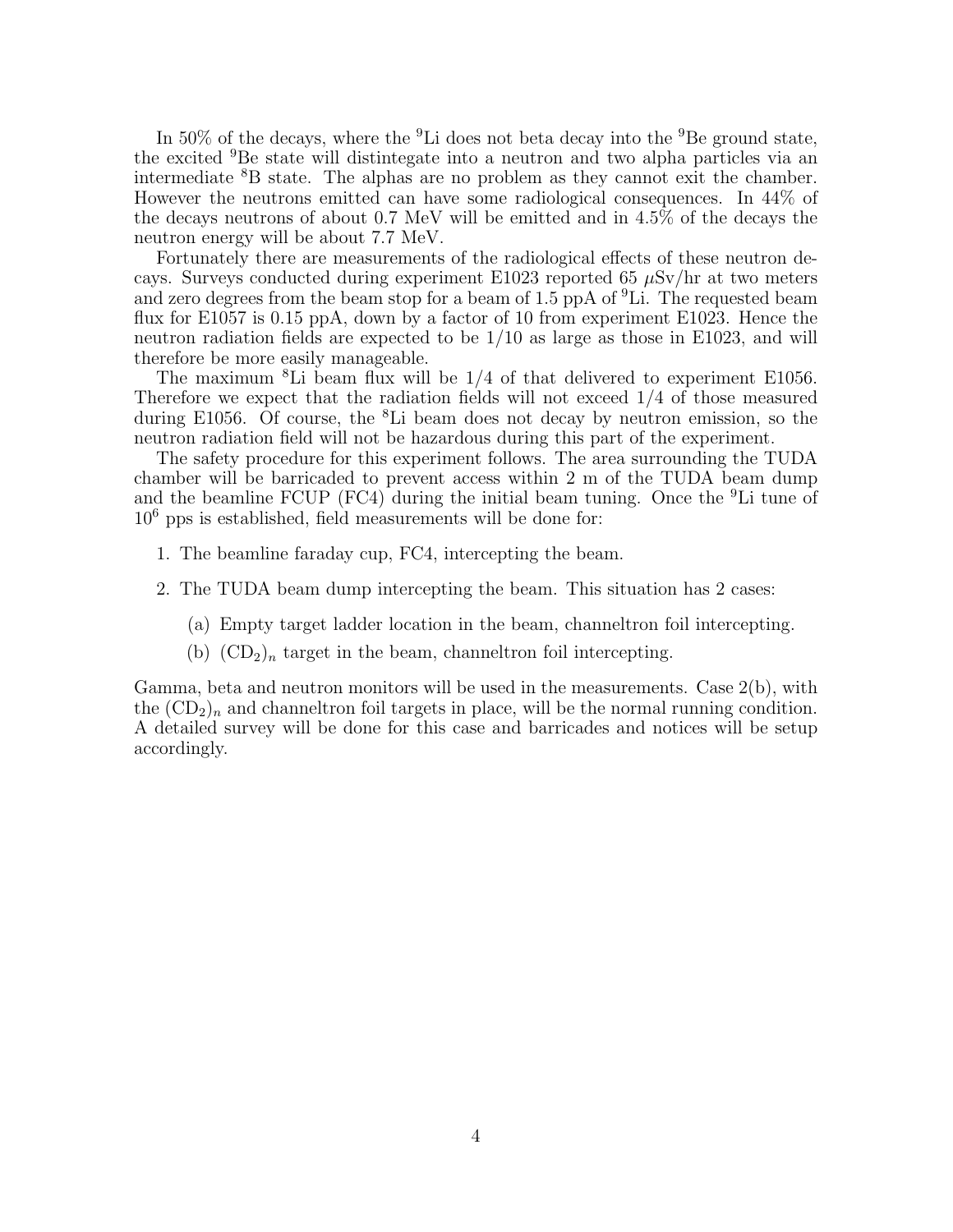In 50% of the decays, where the $^{9}$Li does not beta decay into the $^{9}$Be ground state, the excited $^{9}$Be state will distintegate into a neutron and two alpha particles via an intermediate $^{8}$B state. The alphas are no problem as they cannot exit the chamber. However the neutrons emitted can have some radiological consequences. In 44% of the decays neutrons of about 0.7 MeV will be emitted and in 4.5% of the decays the neutron energy will be about 7.7 MeV.

Fortunately there are measurements of the radiological effects of these neutron decays. Surveys conducted during experiment E1023 reported 65 $\mu$Sv/hr at two meters and zero degrees from the beam stop for a beam of 1.5 ppA of $^{9}$Li. The requested beam flux for E1057 is 0.15 ppA, down by a factor of 10 from experiment E1023. Hence the neutron radiation fields are expected to be 1/10 as large as those in E1023, and will therefore be more easily manageable.

The maximum $^{8}$Li beam flux will be 1/4 of that delivered to experiment E1056. Therefore we expect that the radiation fields will not exceed 1/4 of those measured during E1056. Of course, the $^{8}$Li beam does not decay by neutron emission, so the neutron radiation field will not be hazardous during this part of the experiment.

The safety procedure for this experiment follows. The area surrounding the TUDA chamber will be barricaded to prevent access within 2 m of the TUDA beam dump and the beamline FCUP (FC4) during the initial beam tuning. Once the $^{9}$Li tune of $10^{6}$ pps is established, field measurements will be done for:

1. The beamline faraday cup, FC4, intercepting the beam.
2. The TUDA beam dump intercepting the beam. This situation has 2 cases:
   (a) Empty target ladder location in the beam, channeltron foil intercepting.
   (b) $(CD_2)_n$ target in the beam, channeltron foil intercepting.

Gamma, beta and neutron monitors will be used in the measurements. Case 2(b), with the $(CD_2)_n$ and channeltron foil targets in place, will be the normal running condition. A detailed survey will be done for this case and barricades and notices will be setup accordingly.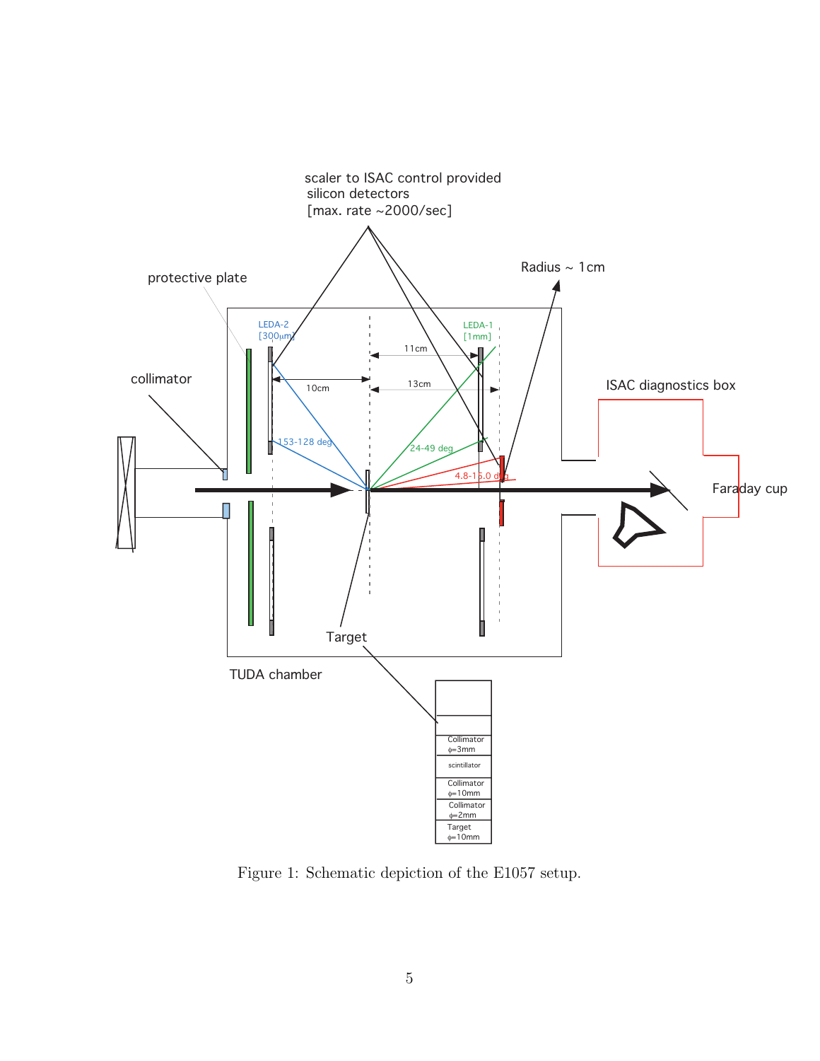scaler to ISAC control provided
silicon detectors
[max. rate ~2000/sec]

protective plate

Radius ~ 1cm

LEDA-2
[300μm]

LEDA-1
[1mm]

11cm

10cm

13cm

collimator

ISAC diagnostics box

153-128 deg

24-49 deg

4.8-15.0 deg

Faraday cup

Target

TUDA chamber

Collimator
φ=3mm

scintillator

Collimator
φ=10mm

Collimator
φ=2mm

Target
φ=10mm

Figure 1: Schematic depiction of the E1057 setup.